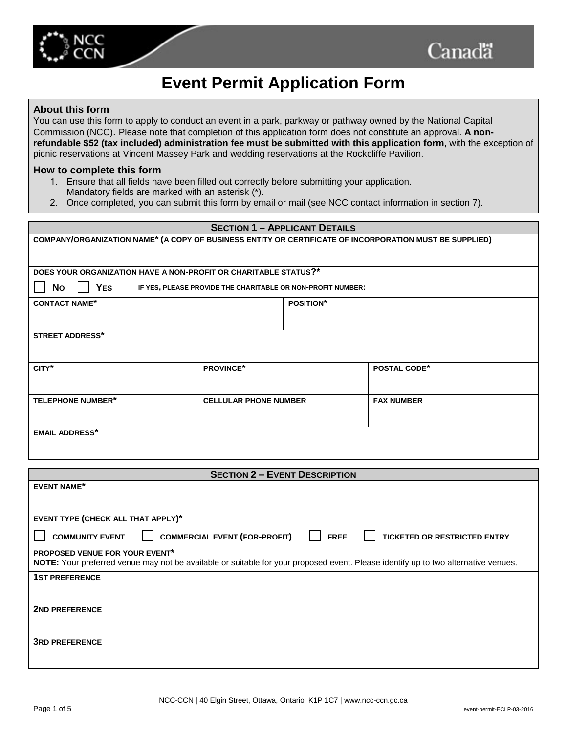# Event Permit Application Form

## About this form

You can use this form to apply to conduct an event in a park, parkway or pathway owned by the National Capital Commission (NCC). Please note that completion of this application form does not constitute an approval. **A non-refundable $52 (tax included) administration fee must be submitted with this application form**, with the exception of picnic reservations at Vincent Massey Park and wedding reservations at the Rockcliffe Pavilion.

## How to complete this form

1. Ensure that all fields have been filled out correctly before submitting your application. Mandatory fields are marked with an asterisk (*).
2. Once completed, you can submit this form by email or mail (see NCC contact information in section 7).

## SECTION 1 – APPLICANT DETAILS

| | | |
|---|---|---|
| **COMPANY/ORGANIZATION NAME* (A COPY OF BUSINESS ENTITY OR CERTIFICATE OF INCORPORATION MUST BE SUPPLIED)** | | |
| **DOES YOUR ORGANIZATION HAVE A NON-PROFIT OR CHARITABLE STATUS?*** ☐ **NO** ☐ **YES** **IF YES, PLEASE PROVIDE THE CHARITABLE OR NON-PROFIT NUMBER:** | | |
| **CONTACT NAME*** | **POSITION*** | |
| **STREET ADDRESS*** | | |
| **CITY*** | **PROVINCE*** | **POSTAL CODE*** |
| **TELEPHONE NUMBER*** | **CELLULAR PHONE NUMBER** | **FAX NUMBER** |
| **EMAIL ADDRESS*** | | |

## SECTION 2 – EVENT DESCRIPTION

| |
|---|
| **EVENT NAME*** |
| **EVENT TYPE (CHECK ALL THAT APPLY)*** ☐ **COMMUNITY EVENT** ☐ **COMMERCIAL EVENT (FOR-PROFIT)** ☐ **FREE** ☐ **TICKETED OR RESTRICTED ENTRY** |
| **PROPOSED VENUE FOR YOUR EVENT*** **NOTE:** Your preferred venue may not be available or suitable for your proposed event. Please identify up to two alternative venues. |
| **1ST PREFERENCE** |
| **2ND PREFERENCE** |
| **3RD PREFERENCE** |

NCC-CCN | 40 Elgin Street, Ottawa, Ontario K1P 1C7 | www.ncc-ccn.gc.ca

event-permit-ECLP-03-2016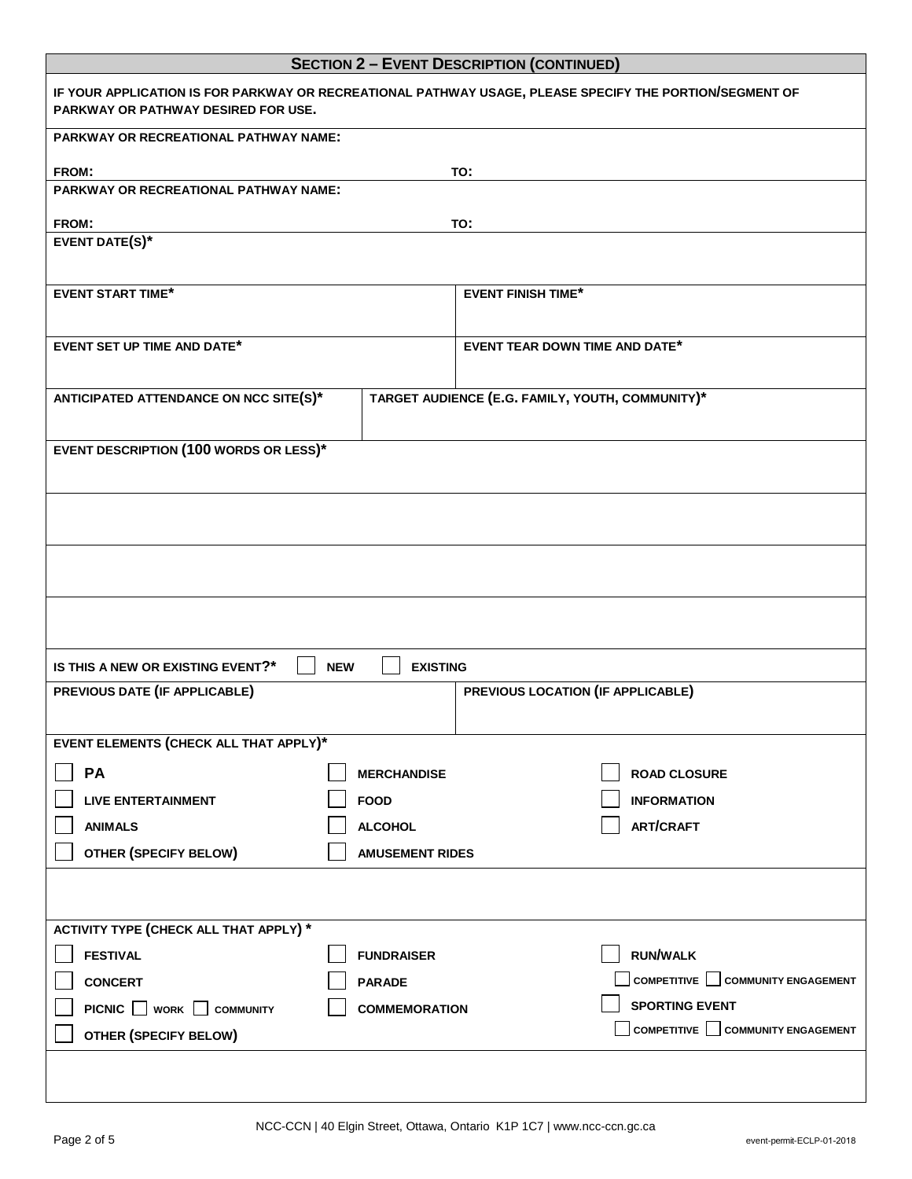## SECTION 2 – EVENT DESCRIPTION (CONTINUED)

**IF YOUR APPLICATION IS FOR PARKWAY OR RECREATIONAL PATHWAY USAGE, PLEASE SPECIFY THE PORTION/SEGMENT OF PARKWAY OR PATHWAY DESIRED FOR USE.**

**PARKWAY OR RECREATIONAL PATHWAY NAME:**

**FROM:** **TO:**

**PARKWAY OR RECREATIONAL PATHWAY NAME:**

**FROM:** **TO:**

**EVENT DATE(S)***

| **EVENT START TIME*** | **EVENT FINISH TIME*** |
|---|---|
| | |

| **EVENT SET UP TIME AND DATE*** | **EVENT TEAR DOWN TIME AND DATE*** |
|---|---|
| | |

| **ANTICIPATED ATTENDANCE ON NCC SITE(S)*** | **TARGET AUDIENCE (E.G. FAMILY, YOUTH, COMMUNITY)*** |
|---|---|
| | |

**EVENT DESCRIPTION (100 WORDS OR LESS)***

**IS THIS A NEW OR EXISTING EVENT?*** ☐ **NEW** ☐ **EXISTING**

| **PREVIOUS DATE (IF APPLICABLE)** | **PREVIOUS LOCATION (IF APPLICABLE)** |
|---|---|
| | |

**EVENT ELEMENTS (CHECK ALL THAT APPLY)***

| | | |
|---|---|---|
| ☐ **PA** | ☐ **MERCHANDISE** | ☐ **ROAD CLOSURE** |
| ☐ **LIVE ENTERTAINMENT** | ☐ **FOOD** | ☐ **INFORMATION** |
| ☐ **ANIMALS** | ☐ **ALCOHOL** | ☐ **ART/CRAFT** |
| ☐ **OTHER (SPECIFY BELOW)** | ☐ **AMUSEMENT RIDES** | |

**ACTIVITY TYPE (CHECK ALL THAT APPLY) ***

| | | |
|---|---|---|
| ☐ **FESTIVAL** | ☐ **FUNDRAISER** | ☐ **RUN/WALK** |
| ☐ **CONCERT** | ☐ **PARADE** | ☐ **COMPETITIVE** ☐ **COMMUNITY ENGAGEMENT** |
| ☐ **PICNIC** ☐ **WORK** ☐ **COMMUNITY** | ☐ **COMMEMORATION** | ☐ **SPORTING EVENT** |
| ☐ **OTHER (SPECIFY BELOW)** | | ☐ **COMPETITIVE** ☐ **COMMUNITY ENGAGEMENT** |

NCC-CCN | 40 Elgin Street, Ottawa, Ontario K1P 1C7 | www.ncc-ccn.gc.ca

event-permit-ECLP-01-2018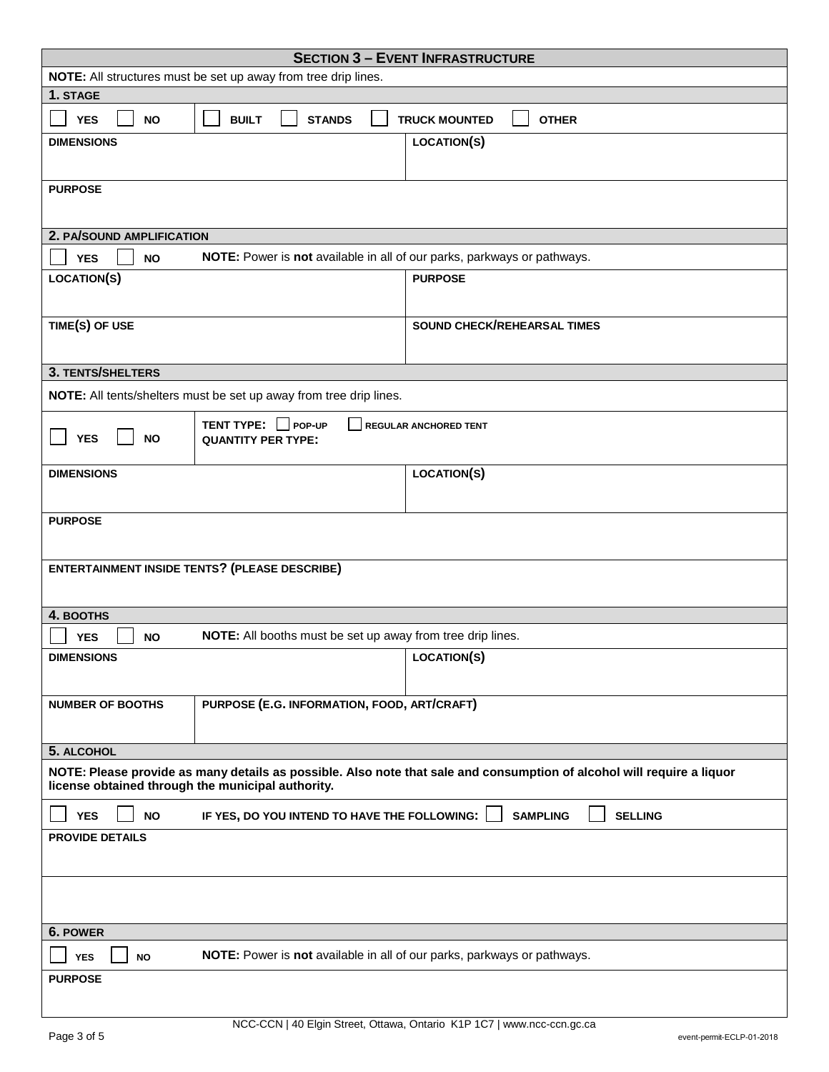## SECTION 3 – EVENT INFRASTRUCTURE

**NOTE:** All structures must be set up away from tree drip lines.

### 1. STAGE

☐ **YES** ☐ **NO** | ☐ **BUILT** ☐ **STANDS** ☐ **TRUCK MOUNTED** ☐ **OTHER**

| **DIMENSIONS** | **LOCATION(S)** |
|---|---|
| | |

**PURPOSE**

### 2. PA/SOUND AMPLIFICATION

☐ **YES** ☐ **NO** **NOTE:** Power is **not** available in all of our parks, parkways or pathways.

| **LOCATION(S)** | **PURPOSE** |
|---|---|
| | |
| **TIME(S) OF USE** | **SOUND CHECK/REHEARSAL TIMES** |
| | |

### 3. TENTS/SHELTERS

**NOTE:** All tents/shelters must be set up away from tree drip lines.

☐ **YES** ☐ **NO** | **TENT TYPE:** ☐ **POP-UP** ☐ **REGULAR ANCHORED TENT**
**QUANTITY PER TYPE:**

| **DIMENSIONS** | **LOCATION(S)** |
|---|---|
| | |

**PURPOSE**

**ENTERTAINMENT INSIDE TENTS? (PLEASE DESCRIBE)**

### 4. BOOTHS

☐ **YES** ☐ **NO** **NOTE:** All booths must be set up away from tree drip lines.

| **DIMENSIONS** | **LOCATION(S)** |
|---|---|
| | |

| **NUMBER OF BOOTHS** | **PURPOSE (E.G. INFORMATION, FOOD, ART/CRAFT)** |
|---|---|
| | |

### 5. ALCOHOL

**NOTE: Please provide as many details as possible. Also note that sale and consumption of alcohol will require a liquor license obtained through the municipal authority.**

☐ **YES** ☐ **NO** **IF YES, DO YOU INTEND TO HAVE THE FOLLOWING:** ☐ **SAMPLING** ☐ **SELLING**

**PROVIDE DETAILS**

### 6. POWER

☐ **YES** ☐ **NO** **NOTE:** Power is **not** available in all of our parks, parkways or pathways.

**PURPOSE**

NCC-CCN | 40 Elgin Street, Ottawa, Ontario K1P 1C7 | www.ncc-ccn.gc.ca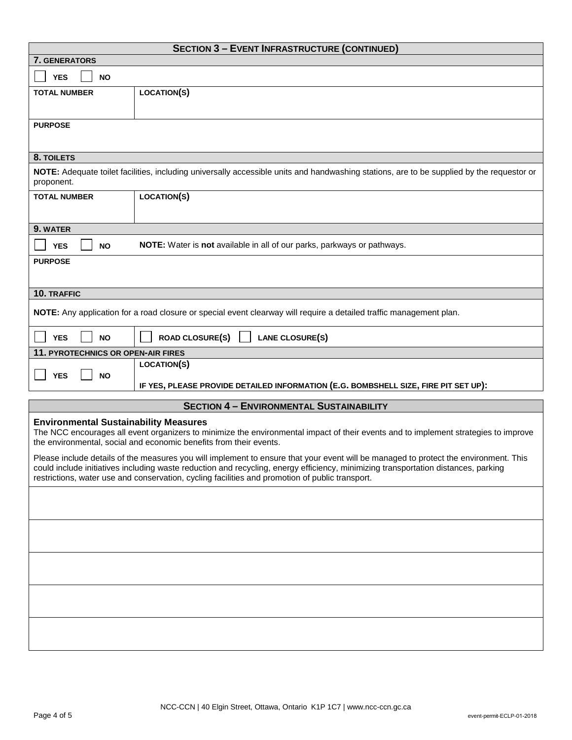## SECTION 3 – EVENT INFRASTRUCTURE (CONTINUED)

### 7. GENERATORS

☐ YES ☐ NO

| TOTAL NUMBER | LOCATION(S) |
|---|---|
| | |

**PURPOSE**

### 8. TOILETS

**NOTE:** Adequate toilet facilities, including universally accessible units and handwashing stations, are to be supplied by the requestor or proponent.

| TOTAL NUMBER | LOCATION(S) |
|---|---|
| | |

### 9. WATER

☐ YES ☐ NO **NOTE:** Water is **not** available in all of our parks, parkways or pathways.

**PURPOSE**

### 10. TRAFFIC

**NOTE:** Any application for a road closure or special event clearway will require a detailed traffic management plan.

☐ YES ☐ NO ☐ ROAD CLOSURE(S) ☐ LANE CLOSURE(S)

### 11. PYROTECHNICS OR OPEN-AIR FIRES

☐ YES ☐ NO

LOCATION(S)

IF YES, PLEASE PROVIDE DETAILED INFORMATION (E.G. BOMBSHELL SIZE, FIRE PIT SET UP):

## SECTION 4 – ENVIRONMENTAL SUSTAINABILITY

**Environmental Sustainability Measures**

The NCC encourages all event organizers to minimize the environmental impact of their events and to implement strategies to improve the environmental, social and economic benefits from their events.

Please include details of the measures you will implement to ensure that your event will be managed to protect the environment. This could include initiatives including waste reduction and recycling, energy efficiency, minimizing transportation distances, parking restrictions, water use and conservation, cycling facilities and promotion of public transport.

NCC-CCN | 40 Elgin Street, Ottawa, Ontario K1P 1C7 | www.ncc-ccn.gc.ca

event-permit-ECLP-01-2018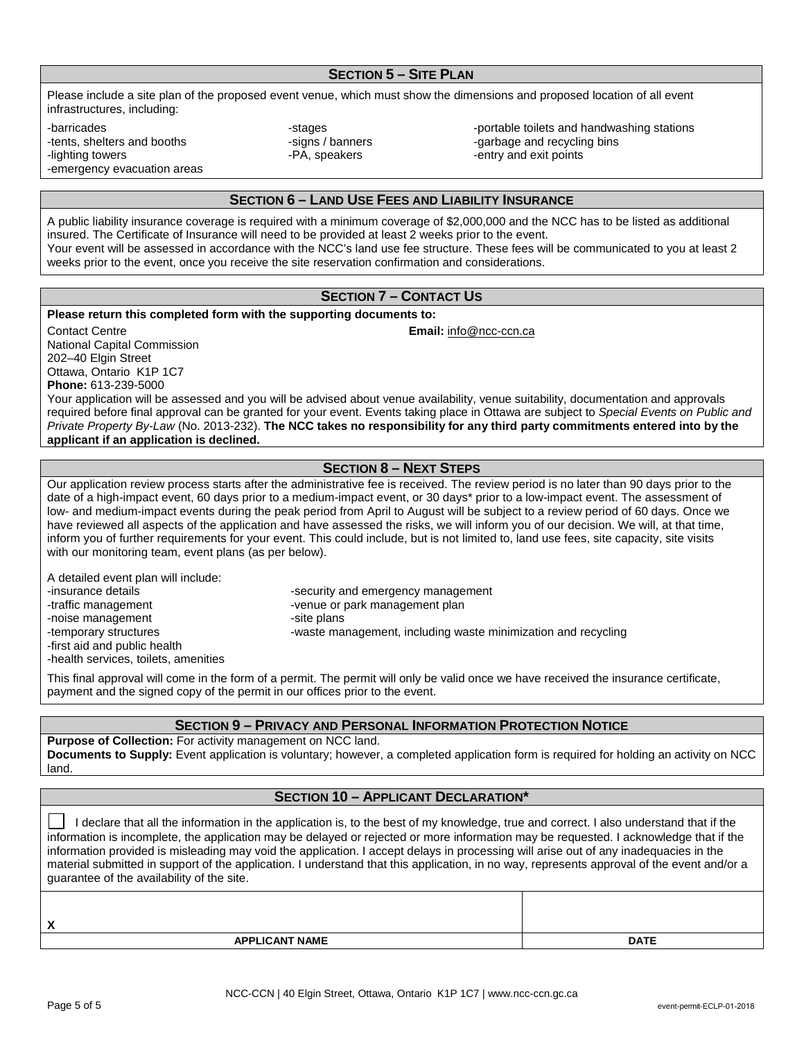## SECTION 5 – SITE PLAN

Please include a site plan of the proposed event venue, which must show the dimensions and proposed location of all event infrastructures, including:

- barricades
- tents, shelters and booths
- lighting towers
- emergency evacuation areas
- stages
- signs / banners
- PA, speakers
- portable toilets and handwashing stations
- garbage and recycling bins
- entry and exit points

## SECTION 6 – LAND USE FEES AND LIABILITY INSURANCE

A public liability insurance coverage is required with a minimum coverage of $2,000,000 and the NCC has to be listed as additional insured. The Certificate of Insurance will need to be provided at least 2 weeks prior to the event.
Your event will be assessed in accordance with the NCC's land use fee structure. These fees will be communicated to you at least 2 weeks prior to the event, once you receive the site reservation confirmation and considerations.

## SECTION 7 – CONTACT US

**Please return this completed form with the supporting documents to:**

Contact Centre
National Capital Commission
202–40 Elgin Street
Ottawa, Ontario K1P 1C7
**Phone:** 613-239-5000

**Email:** info@ncc-ccn.ca

Your application will be assessed and you will be advised about venue availability, venue suitability, documentation and approvals required before final approval can be granted for your event. Events taking place in Ottawa are subject to *Special Events on Public and Private Property By-Law* (No. 2013-232). **The NCC takes no responsibility for any third party commitments entered into by the applicant if an application is declined.**

## SECTION 8 – NEXT STEPS

Our application review process starts after the administrative fee is received. The review period is no later than 90 days prior to the date of a high-impact event, 60 days prior to a medium-impact event, or 30 days* prior to a low-impact event. The assessment of low- and medium-impact events during the peak period from April to August will be subject to a review period of 60 days. Once we have reviewed all aspects of the application and have assessed the risks, we will inform you of our decision. We will, at that time, inform you of further requirements for your event. This could include, but is not limited to, land use fees, site capacity, site visits with our monitoring team, event plans (as per below).

A detailed event plan will include:

- insurance details
- traffic management
- noise management
- temporary structures
- first aid and public health
- health services, toilets, amenities
- security and emergency management
- venue or park management plan
- site plans
- waste management, including waste minimization and recycling

This final approval will come in the form of a permit. The permit will only be valid once we have received the insurance certificate, payment and the signed copy of the permit in our offices prior to the event.

## SECTION 9 – PRIVACY AND PERSONAL INFORMATION PROTECTION NOTICE

**Purpose of Collection:** For activity management on NCC land.
**Documents to Supply:** Event application is voluntary; however, a completed application form is required for holding an activity on NCC land.

## SECTION 10 – APPLICANT DECLARATION*

☐ I declare that all the information in the application is, to the best of my knowledge, true and correct. I also understand that if the information is incomplete, the application may be delayed or rejected or more information may be requested. I acknowledge that if the information provided is misleading may void the application. I accept delays in processing will arise out of any inadequacies in the material submitted in support of the application. I understand that this application, in no way, represents approval of the event and/or a guarantee of the availability of the site.

| | |
|---|---|
| X | |
| **APPLICANT NAME** | **DATE** |

NCC-CCN | 40 Elgin Street, Ottawa, Ontario K1P 1C7 | www.ncc-ccn.gc.ca

event-permit-ECLP-01-2018